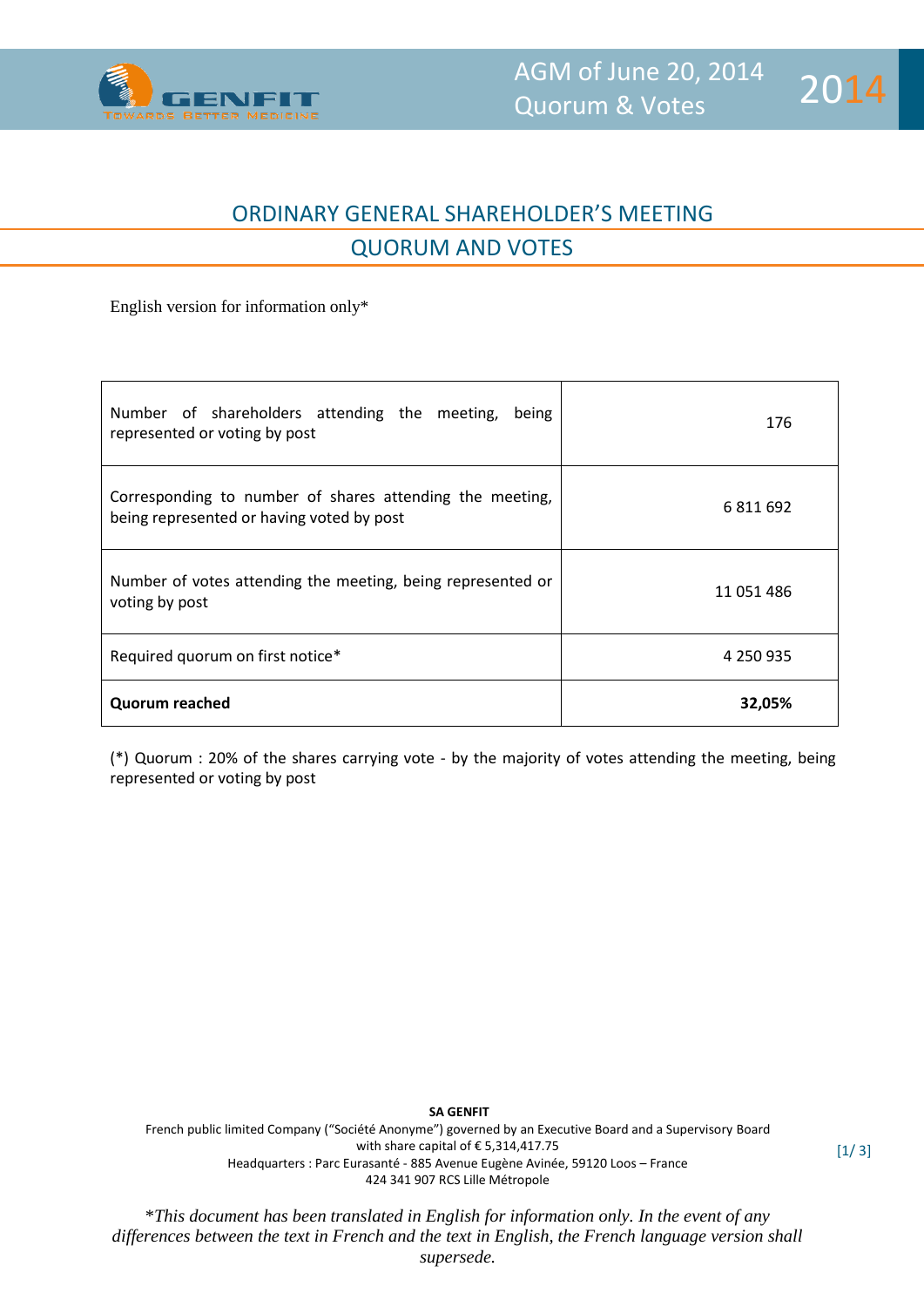# ORDINARY GENERAL SHAREHOLDER'S MEETING

## QUORUM AND VOTES

English version for information only*

| | |
|---|---|
| Number of shareholders attending the meeting, being represented or voting by post | 176 |
| Corresponding to number of shares attending the meeting, being represented or having voted by post | 6 811 692 |
| Number of votes attending the meeting, being represented or voting by post | 11 051 486 |
| Required quorum on first notice* | 4 250 935 |
| **Quorum reached** | **32,05%** |

(*) Quorum : 20% of the shares carrying vote - by the majority of votes attending the meeting, being represented or voting by post

**SA GENFIT**
French public limited Company ("Société Anonyme") governed by an Executive Board and a Supervisory Board
with share capital of € 5,314,417.75
Headquarters : Parc Eurasanté - 885 Avenue Eugène Avinée, 59120 Loos – France
424 341 907 RCS Lille Métropole

**This document has been translated in English for information only. In the event of any differences between the text in French and the text in English, the French language version shall supersede.*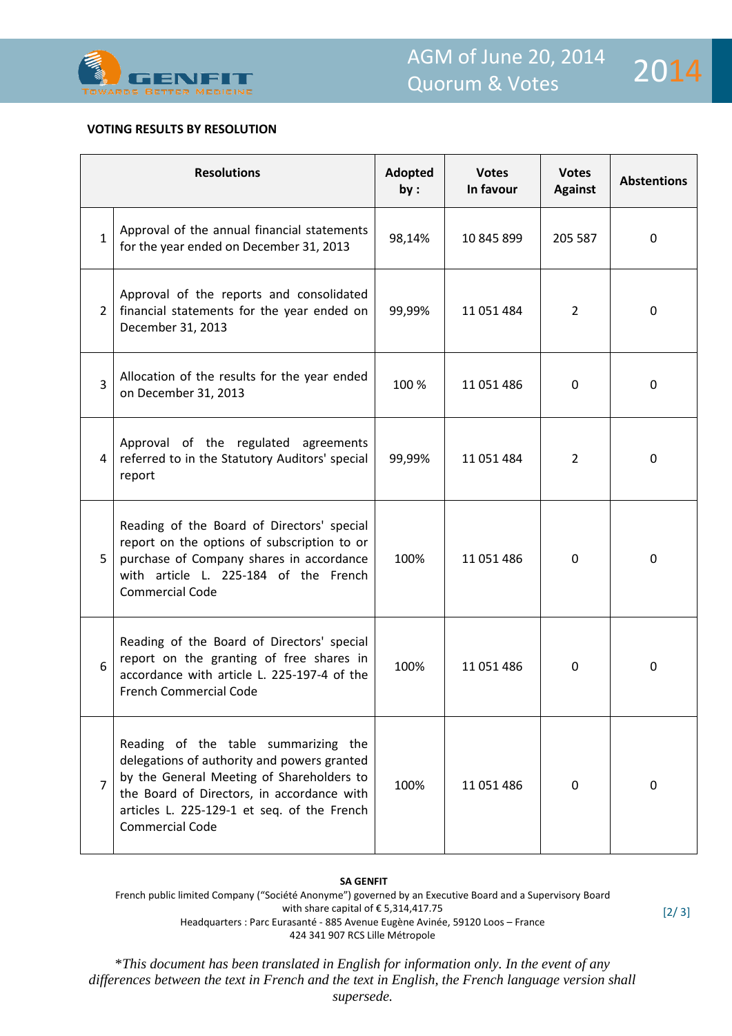AGM of June 20, 2014
Quorum & Votes

**VOTING RESULTS BY RESOLUTION**

| | Resolutions | Adopted by : | Votes In favour | Votes Against | Abstentions |
|---|---|---|---|---|---|
| 1 | Approval of the annual financial statements for the year ended on December 31, 2013 | 98,14% | 10 845 899 | 205 587 | 0 |
| 2 | Approval of the reports and consolidated financial statements for the year ended on December 31, 2013 | 99,99% | 11 051 484 | 2 | 0 |
| 3 | Allocation of the results for the year ended on December 31, 2013 | 100 % | 11 051 486 | 0 | 0 |
| 4 | Approval of the regulated agreements referred to in the Statutory Auditors' special report | 99,99% | 11 051 484 | 2 | 0 |
| 5 | Reading of the Board of Directors' special report on the options of subscription to or purchase of Company shares in accordance with article L. 225-184 of the French Commercial Code | 100% | 11 051 486 | 0 | 0 |
| 6 | Reading of the Board of Directors' special report on the granting of free shares in accordance with article L. 225-197-4 of the French Commercial Code | 100% | 11 051 486 | 0 | 0 |
| 7 | Reading of the table summarizing the delegations of authority and powers granted by the General Meeting of Shareholders to the Board of Directors, in accordance with articles L. 225-129-1 et seq. of the French Commercial Code | 100% | 11 051 486 | 0 | 0 |

**SA GENFIT**
French public limited Company ("Société Anonyme") governed by an Executive Board and a Supervisory Board
with share capital of € 5,314,417.75
Headquarters : Parc Eurasanté - 885 Avenue Eugène Avinée, 59120 Loos – France
424 341 907 RCS Lille Métropole

**This document has been translated in English for information only. In the event of any differences between the text in French and the text in English, the French language version shall supersede.*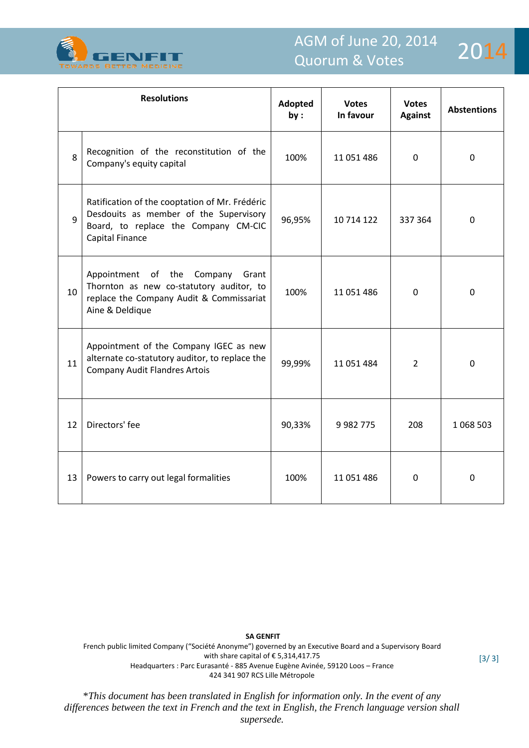| Resolutions | | Adopted by : | Votes In favour | Votes Against | Abstentions |
|---|---|---|---|---|---|
| 8 | Recognition of the reconstitution of the Company's equity capital | 100% | 11 051 486 | 0 | 0 |
| 9 | Ratification of the cooptation of Mr. Frédéric Desdouits as member of the Supervisory Board, to replace the Company CM-CIC Capital Finance | 96,95% | 10 714 122 | 337 364 | 0 |
| 10 | Appointment of the Company Grant Thornton as new co-statutory auditor, to replace the Company Audit & Commissariat Aine & Deldique | 100% | 11 051 486 | 0 | 0 |
| 11 | Appointment of the Company IGEC as new alternate co-statutory auditor, to replace the Company Audit Flandres Artois | 99,99% | 11 051 484 | 2 | 0 |
| 12 | Directors' fee | 90,33% | 9 982 775 | 208 | 1 068 503 |
| 13 | Powers to carry out legal formalities | 100% | 11 051 486 | 0 | 0 |

**SA GENFIT**
French public limited Company (“Société Anonyme”) governed by an Executive Board and a Supervisory Board
with share capital of € 5,314,417.75
Headquarters : Parc Eurasanté - 885 Avenue Eugène Avinée, 59120 Loos – France
424 341 907 RCS Lille Métropole

*\*This document has been translated in English for information only. In the event of any differences between the text in French and the text in English, the French language version shall supersede.*